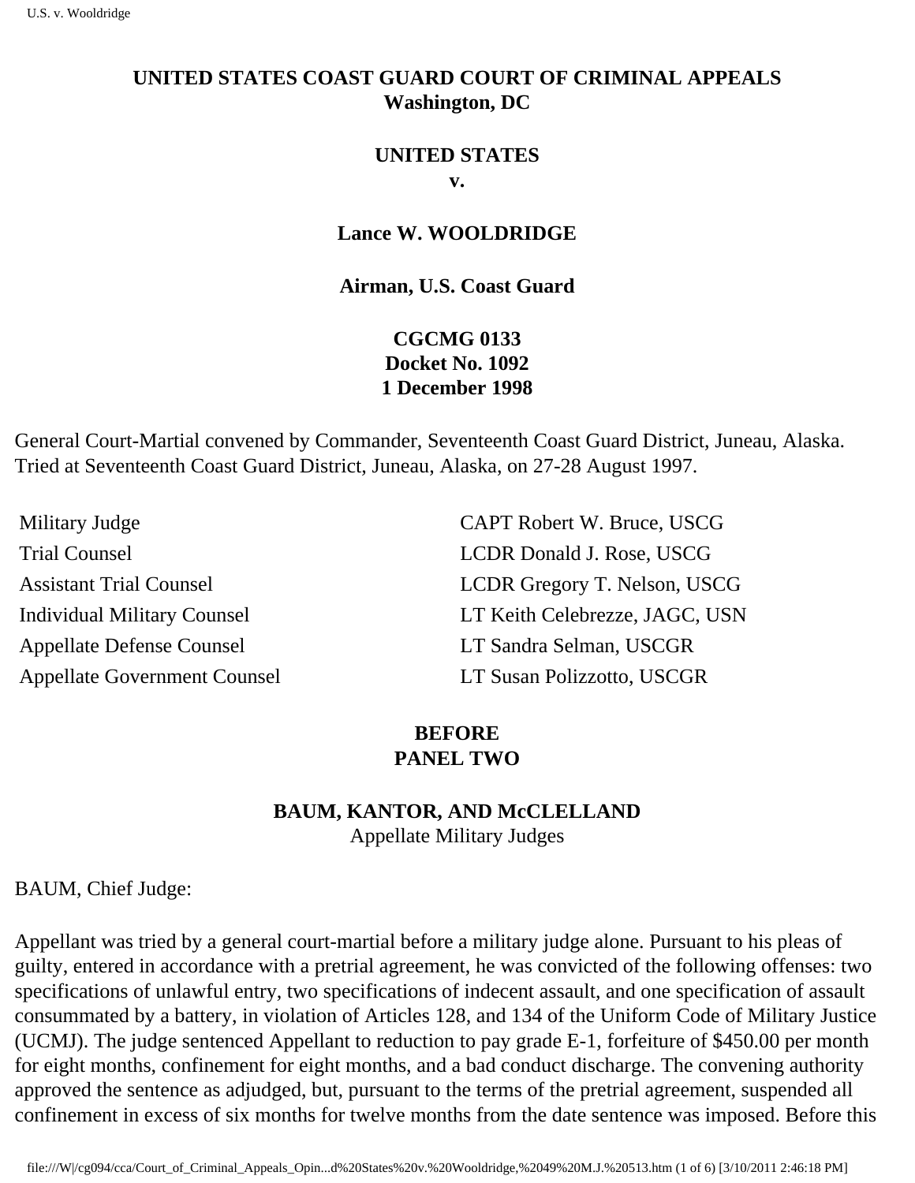**UNITED STATES COAST GUARD COURT OF CRIMINAL APPEALS**
**Washington, DC**

**UNITED STATES**
**v.**

**Lance W. WOOLDRIDGE**

**Airman, U.S. Coast Guard**

**CGCMG 0133**
**Docket No. 1092**
**1 December 1998**

General Court-Martial convened by Commander, Seventeenth Coast Guard District, Juneau, Alaska. Tried at Seventeenth Coast Guard District, Juneau, Alaska, on 27-28 August 1997.

| | |
|---|---|
| Military Judge | CAPT Robert W. Bruce, USCG |
| Trial Counsel | LCDR Donald J. Rose, USCG |
| Assistant Trial Counsel | LCDR Gregory T. Nelson, USCG |
| Individual Military Counsel | LT Keith Celebrezze, JAGC, USN |
| Appellate Defense Counsel | LT Sandra Selman, USCGR |
| Appellate Government Counsel | LT Susan Polizzotto, USCGR |

**BEFORE**
**PANEL TWO**

**BAUM, KANTOR, AND McCLELLAND**
Appellate Military Judges

BAUM, Chief Judge:

Appellant was tried by a general court-martial before a military judge alone. Pursuant to his pleas of guilty, entered in accordance with a pretrial agreement, he was convicted of the following offenses: two specifications of unlawful entry, two specifications of indecent assault, and one specification of assault consummated by a battery, in violation of Articles 128, and 134 of the Uniform Code of Military Justice (UCMJ). The judge sentenced Appellant to reduction to pay grade E-1, forfeiture of $450.00 per month for eight months, confinement for eight months, and a bad conduct discharge. The convening authority approved the sentence as adjudged, but, pursuant to the terms of the pretrial agreement, suspended all confinement in excess of six months for twelve months from the date sentence was imposed. Before this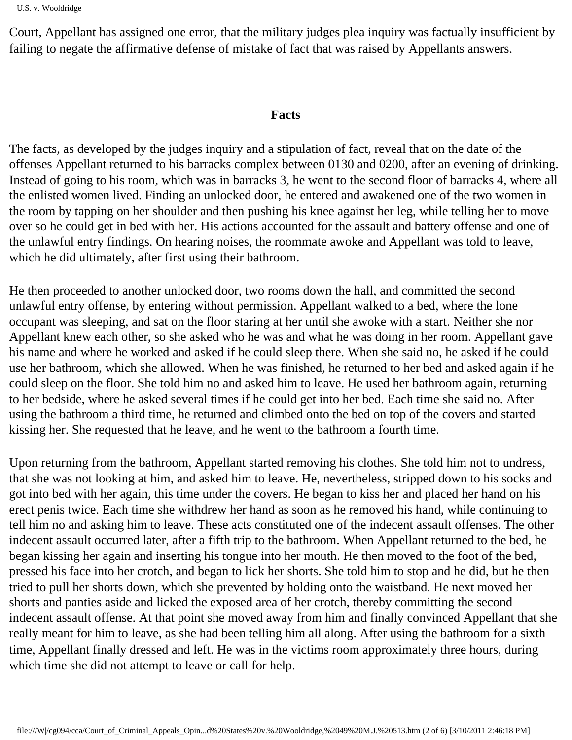Court, Appellant has assigned one error, that the military judges plea inquiry was factually insufficient by failing to negate the affirmative defense of mistake of fact that was raised by Appellants answers.

## Facts

The facts, as developed by the judges inquiry and a stipulation of fact, reveal that on the date of the offenses Appellant returned to his barracks complex between 0130 and 0200, after an evening of drinking. Instead of going to his room, which was in barracks 3, he went to the second floor of barracks 4, where all the enlisted women lived. Finding an unlocked door, he entered and awakened one of the two women in the room by tapping on her shoulder and then pushing his knee against her leg, while telling her to move over so he could get in bed with her. His actions accounted for the assault and battery offense and one of the unlawful entry findings. On hearing noises, the roommate awoke and Appellant was told to leave, which he did ultimately, after first using their bathroom.

He then proceeded to another unlocked door, two rooms down the hall, and committed the second unlawful entry offense, by entering without permission. Appellant walked to a bed, where the lone occupant was sleeping, and sat on the floor staring at her until she awoke with a start. Neither she nor Appellant knew each other, so she asked who he was and what he was doing in her room. Appellant gave his name and where he worked and asked if he could sleep there. When she said no, he asked if he could use her bathroom, which she allowed. When he was finished, he returned to her bed and asked again if he could sleep on the floor. She told him no and asked him to leave. He used her bathroom again, returning to her bedside, where he asked several times if he could get into her bed. Each time she said no. After using the bathroom a third time, he returned and climbed onto the bed on top of the covers and started kissing her. She requested that he leave, and he went to the bathroom a fourth time.

Upon returning from the bathroom, Appellant started removing his clothes. She told him not to undress, that she was not looking at him, and asked him to leave. He, nevertheless, stripped down to his socks and got into bed with her again, this time under the covers. He began to kiss her and placed her hand on his erect penis twice. Each time she withdrew her hand as soon as he removed his hand, while continuing to tell him no and asking him to leave. These acts constituted one of the indecent assault offenses. The other indecent assault occurred later, after a fifth trip to the bathroom. When Appellant returned to the bed, he began kissing her again and inserting his tongue into her mouth. He then moved to the foot of the bed, pressed his face into her crotch, and began to lick her shorts. She told him to stop and he did, but he then tried to pull her shorts down, which she prevented by holding onto the waistband. He next moved her shorts and panties aside and licked the exposed area of her crotch, thereby committing the second indecent assault offense. At that point she moved away from him and finally convinced Appellant that she really meant for him to leave, as she had been telling him all along. After using the bathroom for a sixth time, Appellant finally dressed and left. He was in the victims room approximately three hours, during which time she did not attempt to leave or call for help.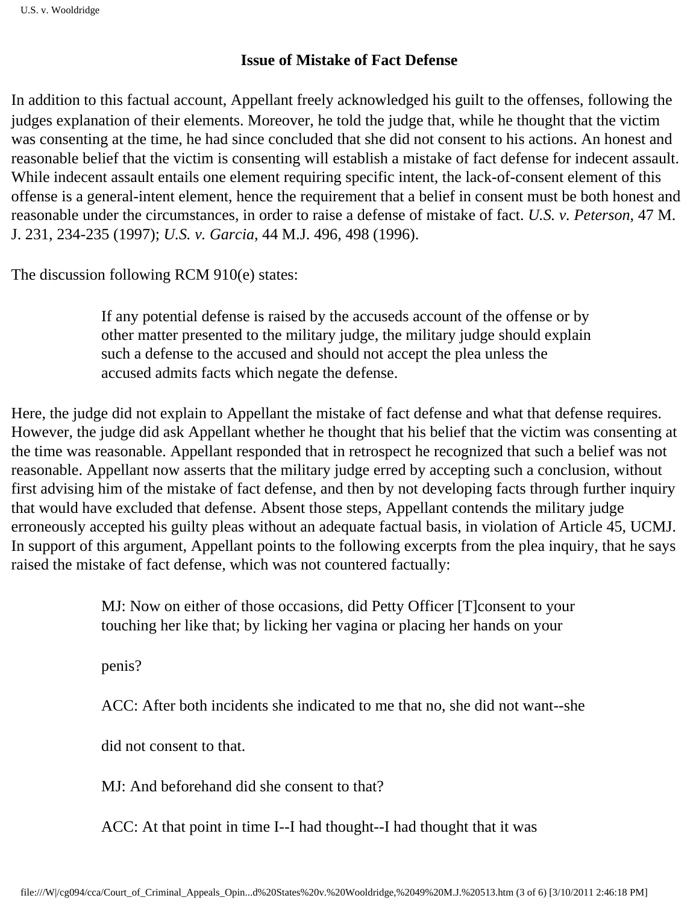### Issue of Mistake of Fact Defense

In addition to this factual account, Appellant freely acknowledged his guilt to the offenses, following the judges explanation of their elements. Moreover, he told the judge that, while he thought that the victim was consenting at the time, he had since concluded that she did not consent to his actions. An honest and reasonable belief that the victim is consenting will establish a mistake of fact defense for indecent assault. While indecent assault entails one element requiring specific intent, the lack-of-consent element of this offense is a general-intent element, hence the requirement that a belief in consent must be both honest and reasonable under the circumstances, in order to raise a defense of mistake of fact. *U.S. v. Peterson*, 47 M. J. 231, 234-235 (1997); *U.S. v. Garcia*, 44 M.J. 496, 498 (1996).

The discussion following RCM 910(e) states:

> If any potential defense is raised by the accuseds account of the offense or by other matter presented to the military judge, the military judge should explain such a defense to the accused and should not accept the plea unless the accused admits facts which negate the defense.

Here, the judge did not explain to Appellant the mistake of fact defense and what that defense requires. However, the judge did ask Appellant whether he thought that his belief that the victim was consenting at the time was reasonable. Appellant responded that in retrospect he recognized that such a belief was not reasonable. Appellant now asserts that the military judge erred by accepting such a conclusion, without first advising him of the mistake of fact defense, and then by not developing facts through further inquiry that would have excluded that defense. Absent those steps, Appellant contends the military judge erroneously accepted his guilty pleas without an adequate factual basis, in violation of Article 45, UCMJ. In support of this argument, Appellant points to the following excerpts from the plea inquiry, that he says raised the mistake of fact defense, which was not countered factually:

> MJ: Now on either of those occasions, did Petty Officer [T]consent to your touching her like that; by licking her vagina or placing her hands on your penis?
>
> ACC: After both incidents she indicated to me that no, she did not want--she did not consent to that.
>
> MJ: And beforehand did she consent to that?
>
> ACC: At that point in time I--I had thought--I had thought that it was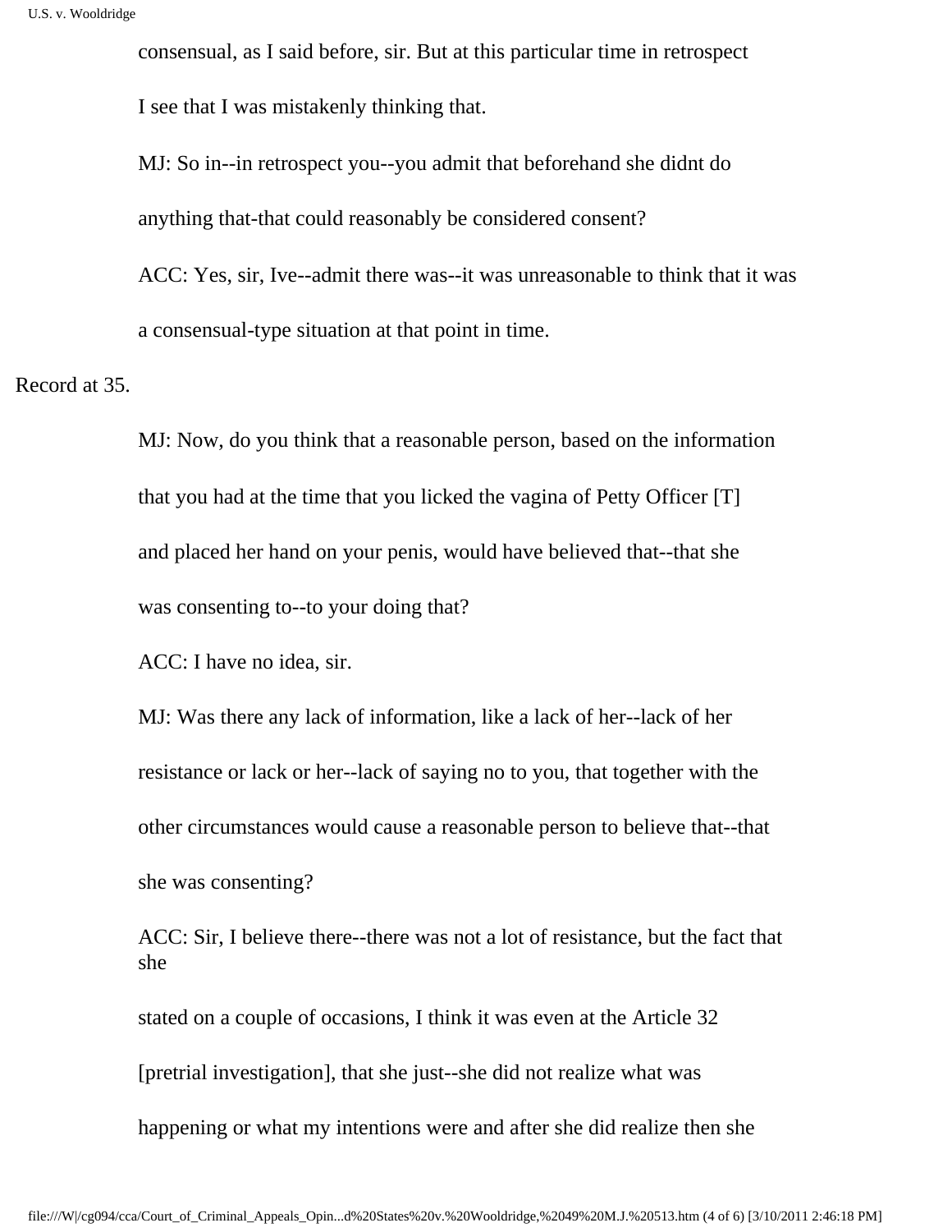consensual, as I said before, sir. But at this particular time in retrospect I see that I was mistakenly thinking that.

MJ: So in--in retrospect you--you admit that beforehand she didnt do anything that-that could reasonably be considered consent?

ACC: Yes, sir, Ive--admit there was--it was unreasonable to think that it was a consensual-type situation at that point in time.

Record at 35.

MJ: Now, do you think that a reasonable person, based on the information that you had at the time that you licked the vagina of Petty Officer [T] and placed her hand on your penis, would have believed that--that she was consenting to--to your doing that?

ACC: I have no idea, sir.

MJ: Was there any lack of information, like a lack of her--lack of her resistance or lack or her--lack of saying no to you, that together with the other circumstances would cause a reasonable person to believe that--that she was consenting?

ACC: Sir, I believe there--there was not a lot of resistance, but the fact that she stated on a couple of occasions, I think it was even at the Article 32 [pretrial investigation], that she just--she did not realize what was happening or what my intentions were and after she did realize then she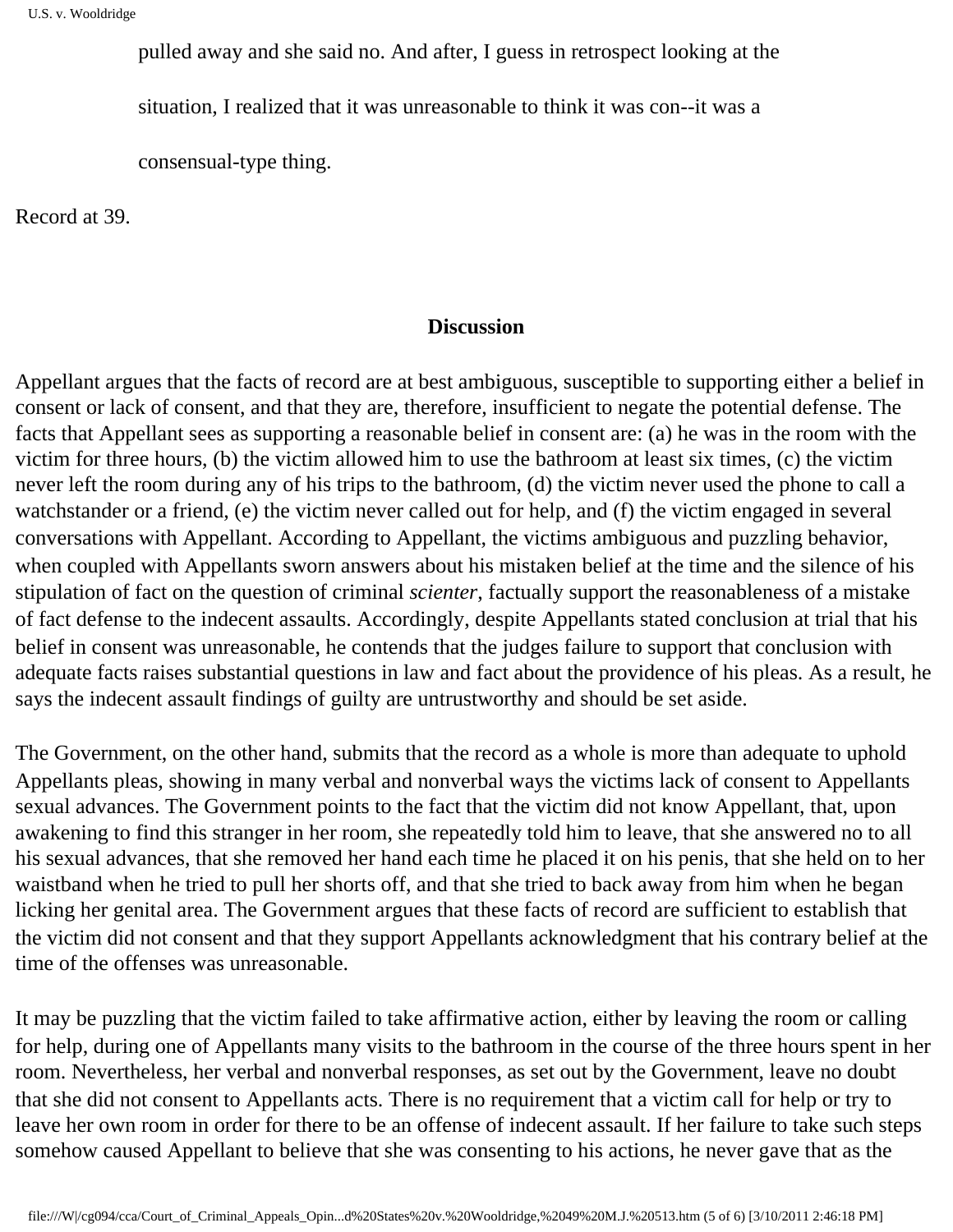pulled away and she said no. And after, I guess in retrospect looking at the situation, I realized that it was unreasonable to think it was con--it was a consensual-type thing.

Record at 39.

## Discussion

Appellant argues that the facts of record are at best ambiguous, susceptible to supporting either a belief in consent or lack of consent, and that they are, therefore, insufficient to negate the potential defense. The facts that Appellant sees as supporting a reasonable belief in consent are: (a) he was in the room with the victim for three hours, (b) the victim allowed him to use the bathroom at least six times, (c) the victim never left the room during any of his trips to the bathroom, (d) the victim never used the phone to call a watchstander or a friend, (e) the victim never called out for help, and (f) the victim engaged in several conversations with Appellant. According to Appellant, the victims ambiguous and puzzling behavior, when coupled with Appellants sworn answers about his mistaken belief at the time and the silence of his stipulation of fact on the question of criminal *scienter*, factually support the reasonableness of a mistake of fact defense to the indecent assaults. Accordingly, despite Appellants stated conclusion at trial that his belief in consent was unreasonable, he contends that the judges failure to support that conclusion with adequate facts raises substantial questions in law and fact about the providence of his pleas. As a result, he says the indecent assault findings of guilty are untrustworthy and should be set aside.

The Government, on the other hand, submits that the record as a whole is more than adequate to uphold Appellants pleas, showing in many verbal and nonverbal ways the victims lack of consent to Appellants sexual advances. The Government points to the fact that the victim did not know Appellant, that, upon awakening to find this stranger in her room, she repeatedly told him to leave, that she answered no to all his sexual advances, that she removed her hand each time he placed it on his penis, that she held on to her waistband when he tried to pull her shorts off, and that she tried to back away from him when he began licking her genital area. The Government argues that these facts of record are sufficient to establish that the victim did not consent and that they support Appellants acknowledgment that his contrary belief at the time of the offenses was unreasonable.

It may be puzzling that the victim failed to take affirmative action, either by leaving the room or calling for help, during one of Appellants many visits to the bathroom in the course of the three hours spent in her room. Nevertheless, her verbal and nonverbal responses, as set out by the Government, leave no doubt that she did not consent to Appellants acts. There is no requirement that a victim call for help or try to leave her own room in order for there to be an offense of indecent assault. If her failure to take such steps somehow caused Appellant to believe that she was consenting to his actions, he never gave that as the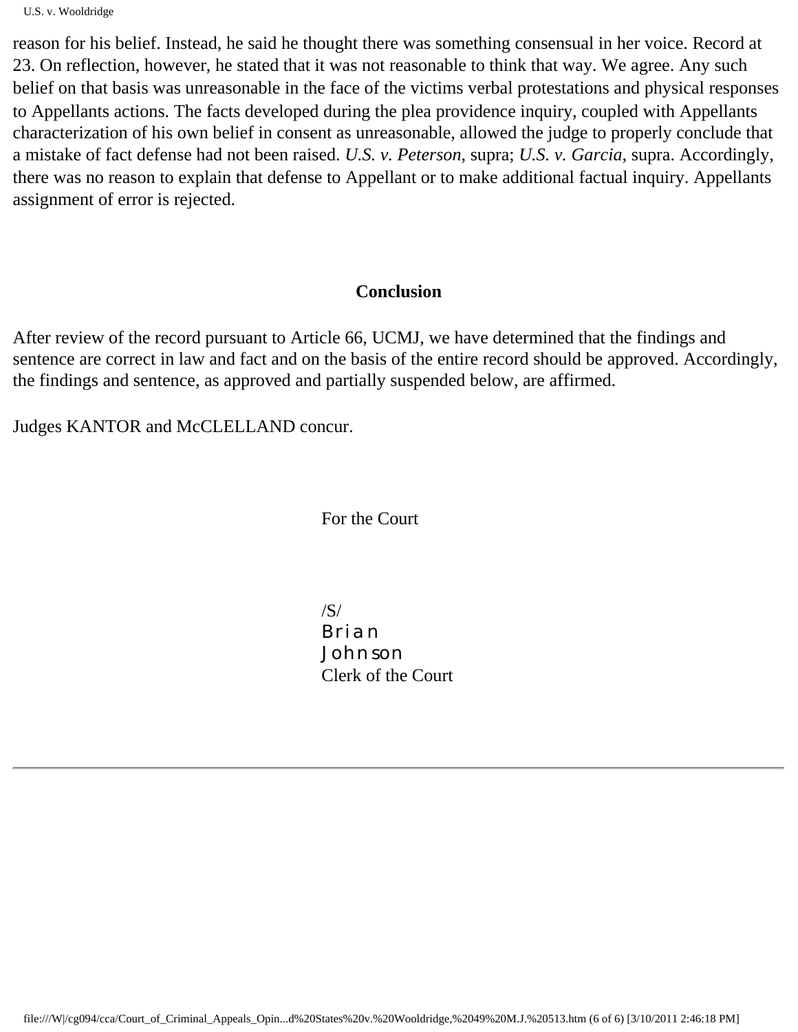reason for his belief. Instead, he said he thought there was something consensual in her voice. Record at 23. On reflection, however, he stated that it was not reasonable to think that way. We agree. Any such belief on that basis was unreasonable in the face of the victims verbal protestations and physical responses to Appellants actions. The facts developed during the plea providence inquiry, coupled with Appellants characterization of his own belief in consent as unreasonable, allowed the judge to properly conclude that a mistake of fact defense had not been raised. *U.S. v. Peterson*, supra; *U.S. v. Garcia*, supra. Accordingly, there was no reason to explain that defense to Appellant or to make additional factual inquiry. Appellants assignment of error is rejected.

## Conclusion

After review of the record pursuant to Article 66, UCMJ, we have determined that the findings and sentence are correct in law and fact and on the basis of the entire record should be approved. Accordingly, the findings and sentence, as approved and partially suspended below, are affirmed.

Judges KANTOR and McCLELLAND concur.

For the Court

/S/
Brian Johnson
Clerk of the Court